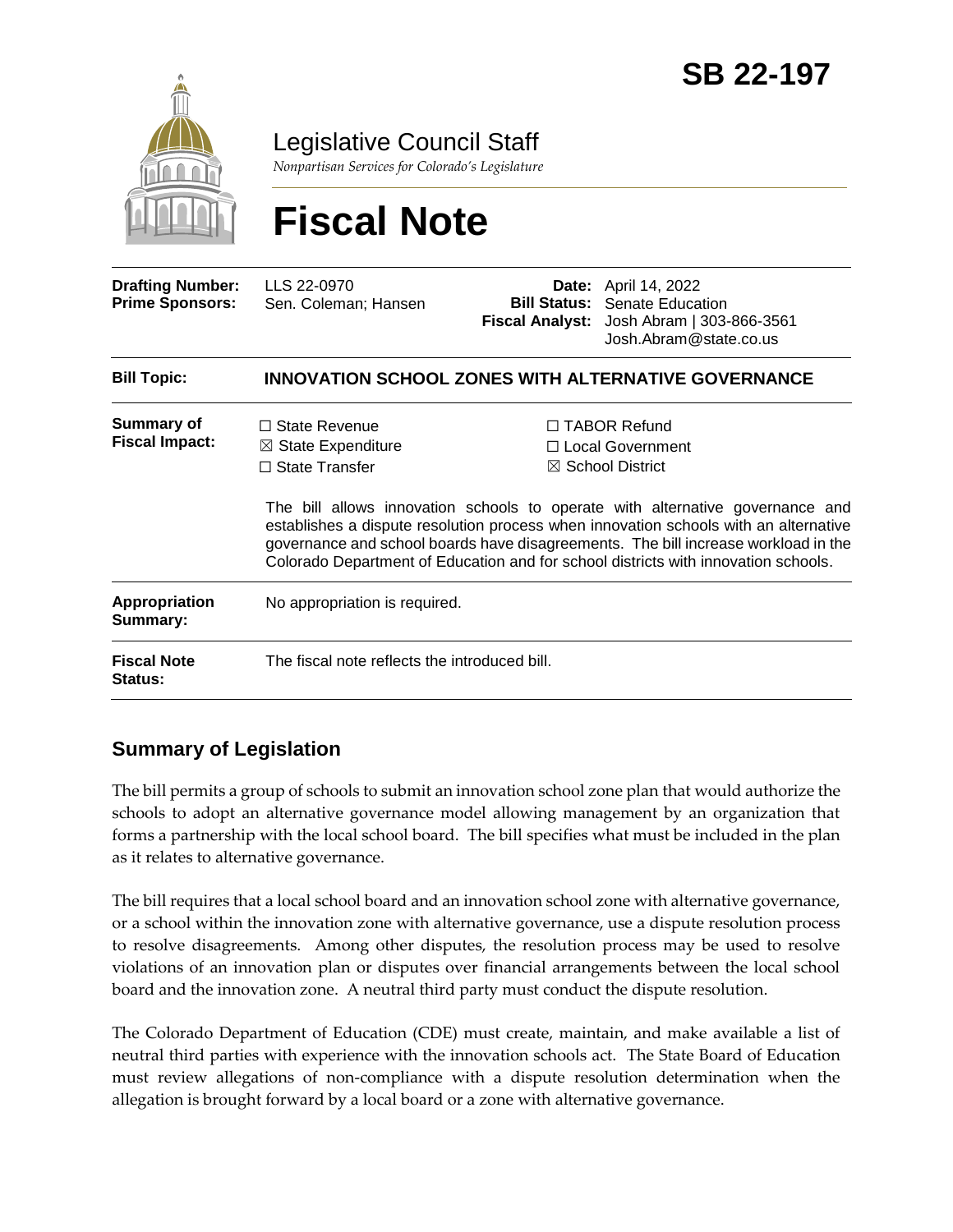# SB 22-197

## Legislative Council Staff

*Nonpartisan Services for Colorado's Legislature*

# Fiscal Note

| | | | |
|---|---|---|---|
| **Drafting Number:** | LLS 22-0970 | **Date:** | April 14, 2022 |
| **Prime Sponsors:** | Sen. Coleman; Hansen | **Bill Status:** | Senate Education |
| | | **Fiscal Analyst:** | Josh Abram \| 303-866-3561<br>Josh.Abram@state.co.us |

| | |
|---|---|
| **Bill Topic:** | **INNOVATION SCHOOL ZONES WITH ALTERNATIVE GOVERNANCE** |
| **Summary of Fiscal Impact:** | ☐ State Revenue ☒ State Expenditure ☐ State Transfer ☐ TABOR Refund ☐ Local Government ☒ School District<br><br>The bill allows innovation schools to operate with alternative governance and establishes a dispute resolution process when innovation schools with an alternative governance and school boards have disagreements. The bill increase workload in the Colorado Department of Education and for school districts with innovation schools. |
| **Appropriation Summary:** | No appropriation is required. |
| **Fiscal Note Status:** | The fiscal note reflects the introduced bill. |

## Summary of Legislation

The bill permits a group of schools to submit an innovation school zone plan that would authorize the schools to adopt an alternative governance model allowing management by an organization that forms a partnership with the local school board. The bill specifies what must be included in the plan as it relates to alternative governance.

The bill requires that a local school board and an innovation school zone with alternative governance, or a school within the innovation zone with alternative governance, use a dispute resolution process to resolve disagreements. Among other disputes, the resolution process may be used to resolve violations of an innovation plan or disputes over financial arrangements between the local school board and the innovation zone. A neutral third party must conduct the dispute resolution.

The Colorado Department of Education (CDE) must create, maintain, and make available a list of neutral third parties with experience with the innovation schools act. The State Board of Education must review allegations of non-compliance with a dispute resolution determination when the allegation is brought forward by a local board or a zone with alternative governance.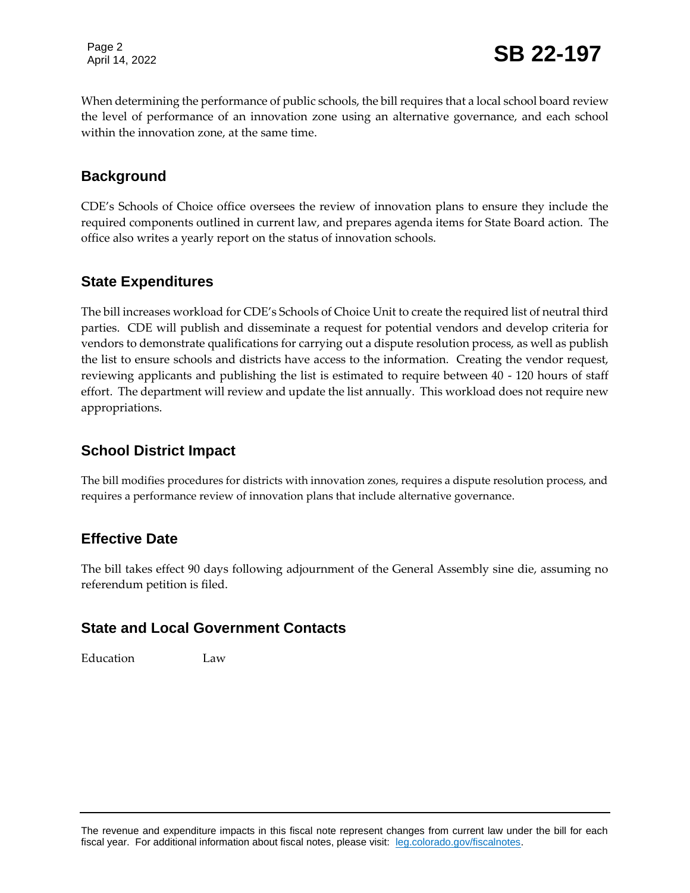When determining the performance of public schools, the bill requires that a local school board review the level of performance of an innovation zone using an alternative governance, and each school within the innovation zone, at the same time.

## Background

CDE's Schools of Choice office oversees the review of innovation plans to ensure they include the required components outlined in current law, and prepares agenda items for State Board action. The office also writes a yearly report on the status of innovation schools.

## State Expenditures

The bill increases workload for CDE's Schools of Choice Unit to create the required list of neutral third parties. CDE will publish and disseminate a request for potential vendors and develop criteria for vendors to demonstrate qualifications for carrying out a dispute resolution process, as well as publish the list to ensure schools and districts have access to the information. Creating the vendor request, reviewing applicants and publishing the list is estimated to require between 40 - 120 hours of staff effort. The department will review and update the list annually. This workload does not require new appropriations.

## School District Impact

The bill modifies procedures for districts with innovation zones, requires a dispute resolution process, and requires a performance review of innovation plans that include alternative governance.

## Effective Date

The bill takes effect 90 days following adjournment of the General Assembly sine die, assuming no referendum petition is filed.

## State and Local Government Contacts

Education    Law

The revenue and expenditure impacts in this fiscal note represent changes from current law under the bill for each fiscal year. For additional information about fiscal notes, please visit: leg.colorado.gov/fiscalnotes.